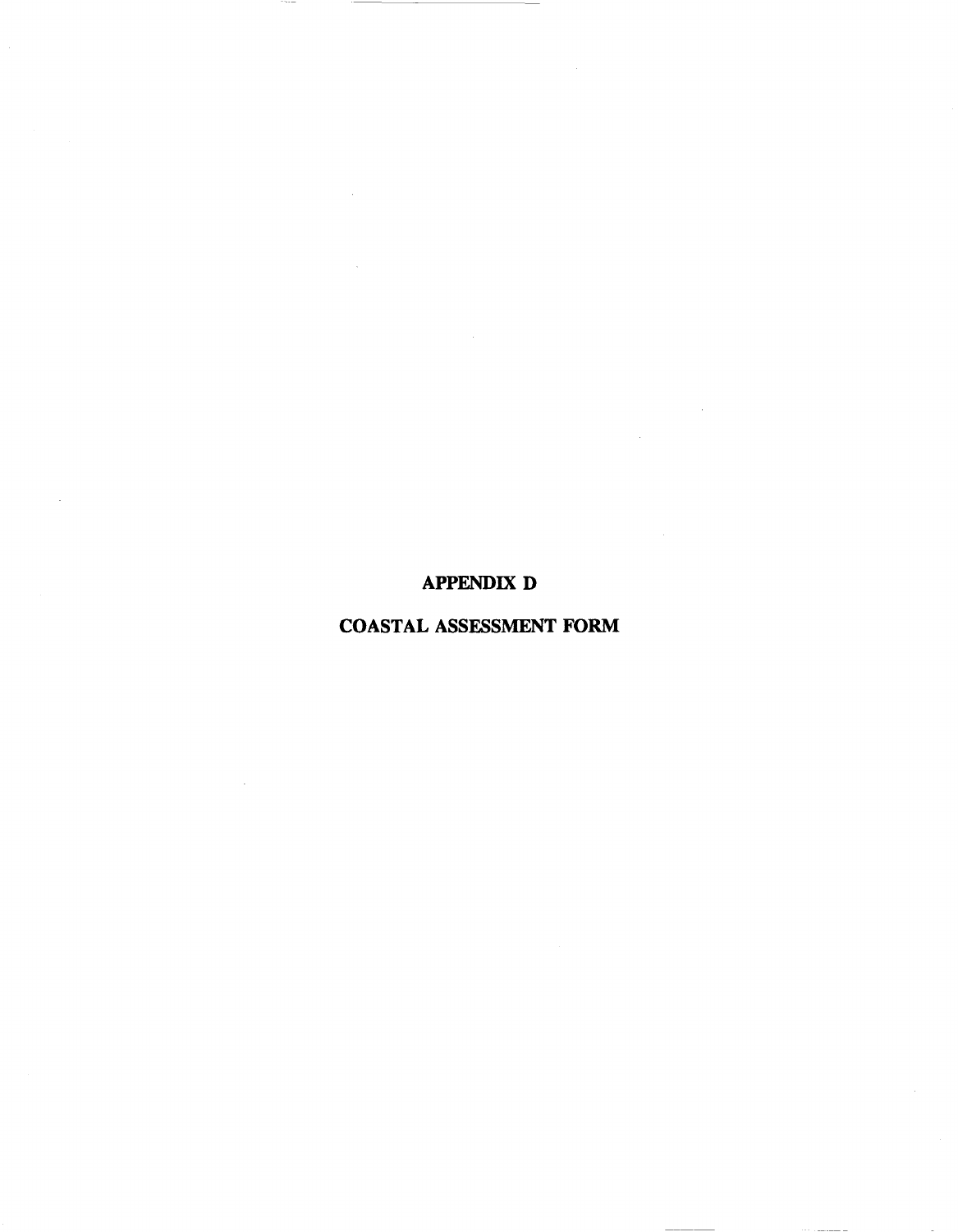# APPENDIX D

# COASTAL ASSESSMENT FORM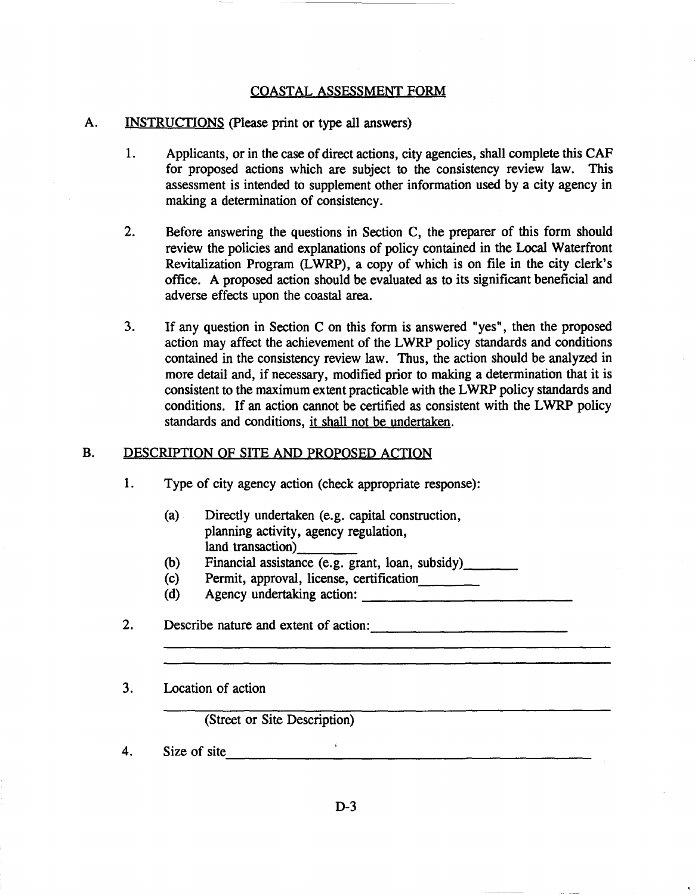# COASTAL ASSESSMENT FORM

A. INSTRUCTIONS (Please print or type all answers)

1. Applicants, or in the case of direct actions, city agencies, shall complete this CAF for proposed actions which are subject to the consistency review law. This assessment is intended to supplement other information used by a city agency in making a determination of consistency.

2. Before answering the questions in Section C, the preparer of this form should review the policies and explanations of policy contained in the Local Waterfront Revitalization Program (LWRP), a copy of which is on file in the city clerk's office. A proposed action should be evaluated as to its significant beneficial and adverse effects upon the coastal area.

3. If any question in Section C on this form is answered "yes", then the proposed action may affect the achievement of the LWRP policy standards and conditions contained in the consistency review law. Thus, the action should be analyzed in more detail and, if necessary, modified prior to making a determination that it is consistent to the maximum extent practicable with the LWRP policy standards and conditions. If an action cannot be certified as consistent with the LWRP policy standards and conditions, it shall not be undertaken.

B. DESCRIPTION OF SITE AND PROPOSED ACTION

1. Type of city agency action (check appropriate response):

   (a) Directly undertaken (e.g. capital construction, planning activity, agency regulation, land transaction)________

   (b) Financial assistance (e.g. grant, loan, subsidy)________

   (c) Permit, approval, license, certification________

   (d) Agency undertaking action: ____________________

2. Describe nature and extent of action:____________________

   ____________________________________________

   ____________________________________________

3. Location of action

   ____________________________________________

   (Street or Site Description)

4. Size of site____________________________________________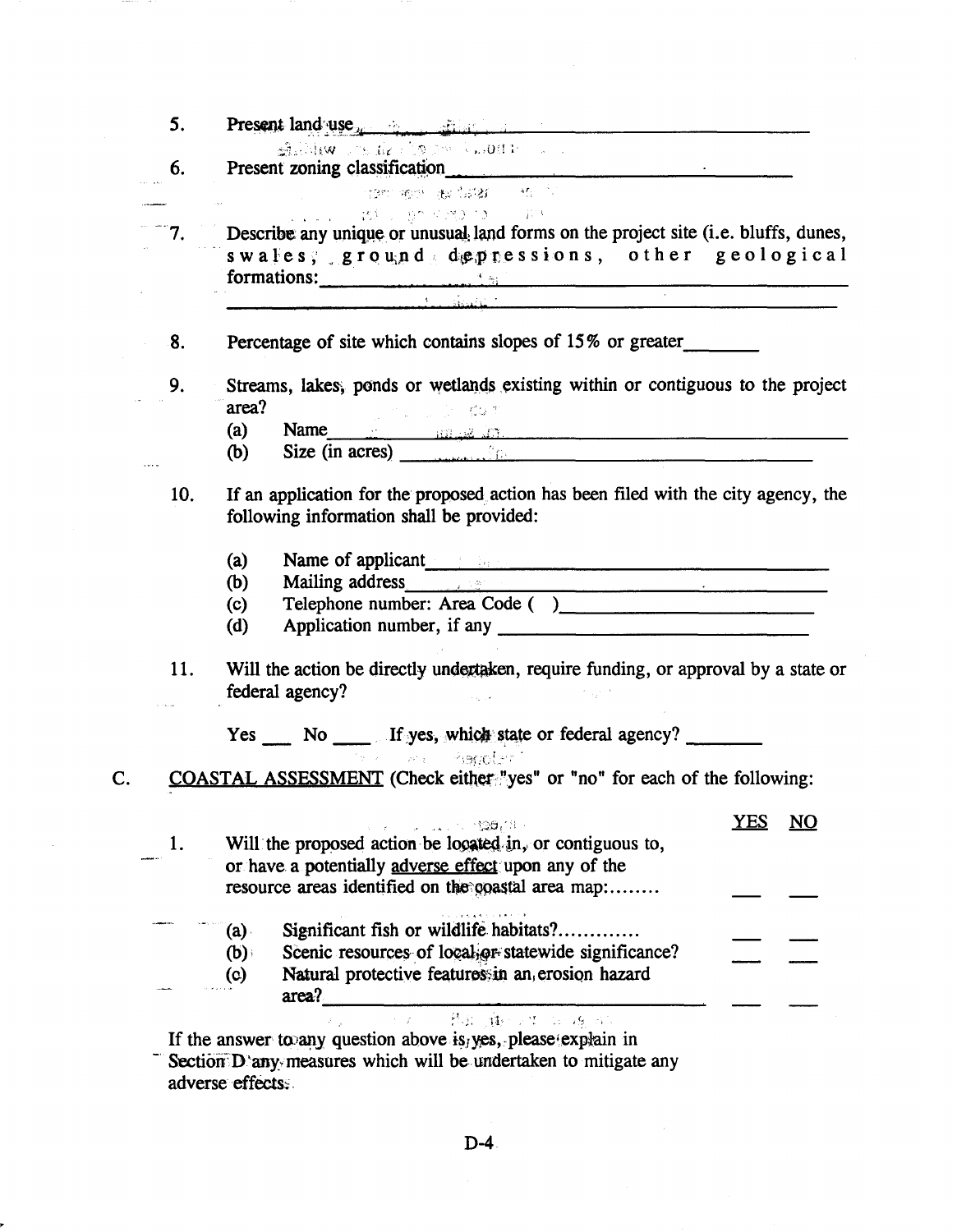5. Present land use\_\_\_\_\_\_\_\_\_\_\_\_\_\_\_\_\_\_\_\_\_\_\_\_\_\_\_\_\_\_\_\_\_\_\_\_\_\_\_\_

6. Present zoning classification\_\_\_\_\_\_\_\_\_\_\_\_\_\_\_\_\_\_\_\_\_\_\_\_\_\_\_\_\_\_

7. Describe any unique or unusual land forms on the project site (i.e. bluffs, dunes, swales, ground depressions, other geological formations:\_\_\_\_\_\_\_\_\_\_\_\_\_\_\_\_\_\_\_\_\_\_\_\_\_\_\_\_\_\_\_\_\_\_\_\_\_\_\_\_\_\_\_\_

   \_\_\_\_\_\_\_\_\_\_\_\_\_\_\_\_\_\_\_\_\_\_\_\_\_\_\_\_\_\_\_\_\_\_\_\_\_\_\_\_\_\_\_\_\_\_\_\_\_\_\_\_\_\_\_\_

8. Percentage of site which contains slopes of 15% or greater\_\_\_\_\_\_\_\_

9. Streams, lakes, ponds or wetlands existing within or contiguous to the project area?
   - (a) Name\_\_\_\_\_\_\_\_\_\_\_\_\_\_\_\_\_\_\_\_\_\_\_\_\_\_\_\_\_\_\_\_\_\_\_\_\_\_\_\_\_\_\_\_\_\_\_\_
   - (b) Size (in acres) \_\_\_\_\_\_\_\_\_\_\_\_\_\_\_\_\_\_\_\_\_\_\_\_\_\_\_\_\_\_\_\_\_\_\_\_\_\_\_\_

10. If an application for the proposed action has been filed with the city agency, the following information shall be provided:
    - (a) Name of applicant\_\_\_\_\_\_\_\_\_\_\_\_\_\_\_\_\_\_\_\_\_\_\_\_\_\_\_\_\_\_\_\_\_\_\_\_\_\_\_\_
    - (b) Mailing address\_\_\_\_\_\_\_\_\_\_\_\_\_\_\_\_\_\_\_\_\_\_\_\_\_\_\_\_\_\_\_\_\_\_\_\_\_\_\_\_\_\_
    - (c) Telephone number: Area Code ( )\_\_\_\_\_\_\_\_\_\_\_\_\_\_\_\_\_\_\_\_\_\_\_\_\_\_\_\_
    - (d) Application number, if any \_\_\_\_\_\_\_\_\_\_\_\_\_\_\_\_\_\_\_\_\_\_\_\_\_\_\_\_\_\_\_\_\_\_

11. Will the action be directly undertaken, require funding, or approval by a state or federal agency?

    Yes \_\_\_ No \_\_\_\_ If yes, which state or federal agency? \_\_\_\_\_\_\_\_

C. COASTAL ASSESSMENT (Check either "yes" or "no" for each of the following:

| | YES | NO |
|---|---|---|
| 1. Will the proposed action be located in, or contiguous to, or have a potentially adverse effect upon any of the resource areas identified on the coastal area map:........ | \_\_\_ | \_\_\_ |
| (a) Significant fish or wildlife habitats?............ | \_\_\_ | \_\_\_ |
| (b) Scenic resources of local or statewide significance? | \_\_\_ | \_\_\_ |
| (c) Natural protective features in an erosion hazard area?\_\_\_\_\_\_\_\_\_\_\_\_\_\_\_\_\_\_\_\_\_\_\_\_\_\_\_\_\_\_\_\_\_\_ | \_\_\_ | \_\_\_ |

If the answer to any question above is yes, please explain in Section D any measures which will be undertaken to mitigate any adverse effects.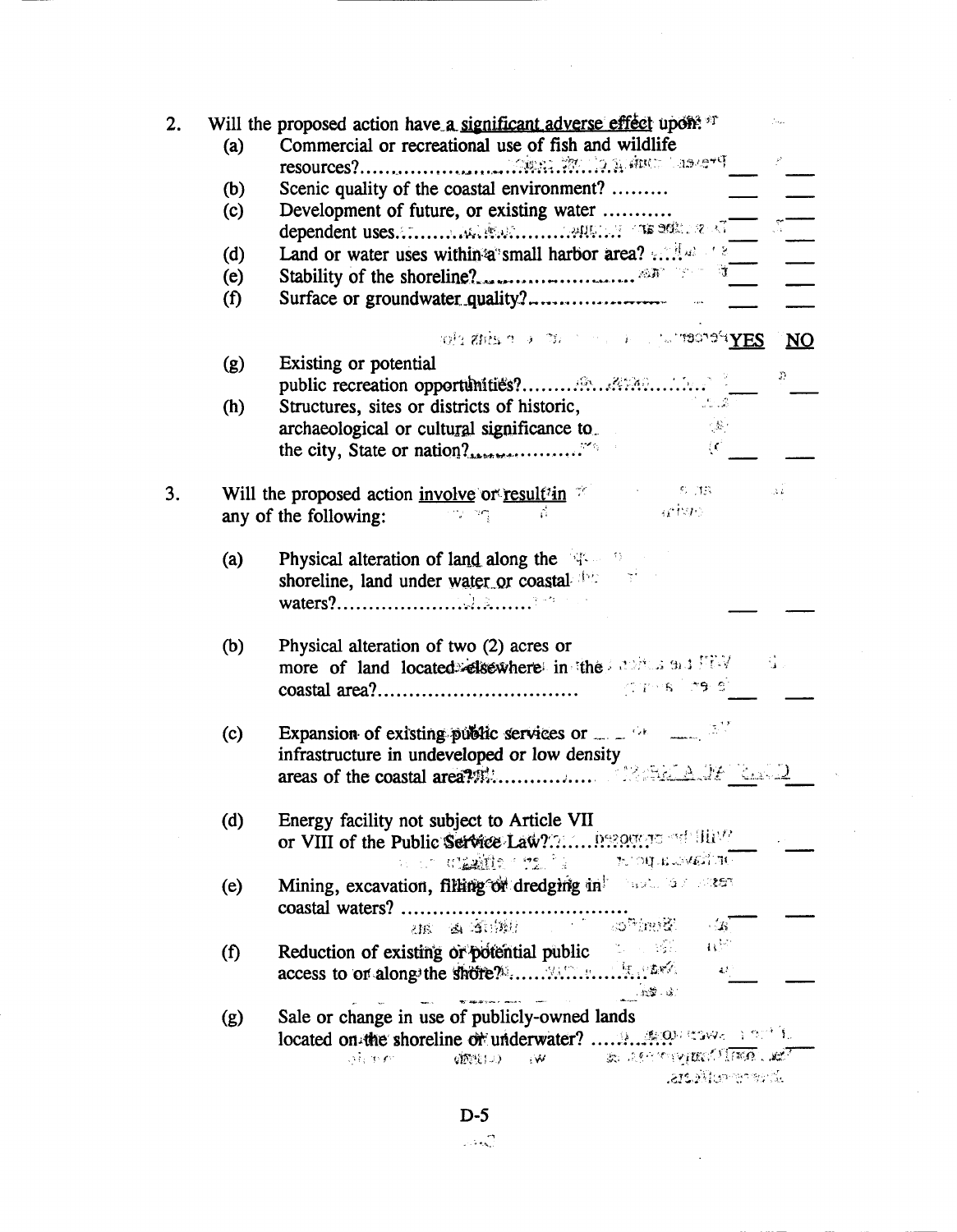2. Will the proposed action have a significant adverse effect upon:

   (a) Commercial or recreational use of fish and wildlife resources?........................ ___ ___

   (b) Scenic quality of the coastal environment? ......... ___ ___

   (c) Development of future, or existing water dependent uses.......................... ___ ___

   (d) Land or water uses within a small harbor area? ..... ___ ___

   (e) Stability of the shoreline?........................ ___ ___

   (f) Surface or groundwater quality?.................... ___ ___

| | YES | NO |
|---|---|---|
| (g) Existing or potential public recreation opportunities?........................ | ___ | ___ |
| (h) Structures, sites or districts of historic, archaeological or cultural significance to the city, State or nation?.................. | ___ | ___ |

3. Will the proposed action involve or result in any of the following:

   (a) Physical alteration of land along the shoreline, land under water or coastal waters?................................ ___ ___

   (b) Physical alteration of two (2) acres or more of land located elsewhere in the coastal area?................................ ___ ___

   (c) Expansion of existing public services or infrastructure in undeveloped or low density areas of the coastal area?................ ___ ___

   (d) Energy facility not subject to Article VII or VIII of the Public Service Law?.......... ___ ___

   (e) Mining, excavation, filling or dredging in coastal waters? .................................. ___ ___

   (f) Reduction of existing or potential public access to or along the shore?.................... ___ ___

   (g) Sale or change in use of publicly-owned lands located on the shoreline or underwater? ........ ___ ___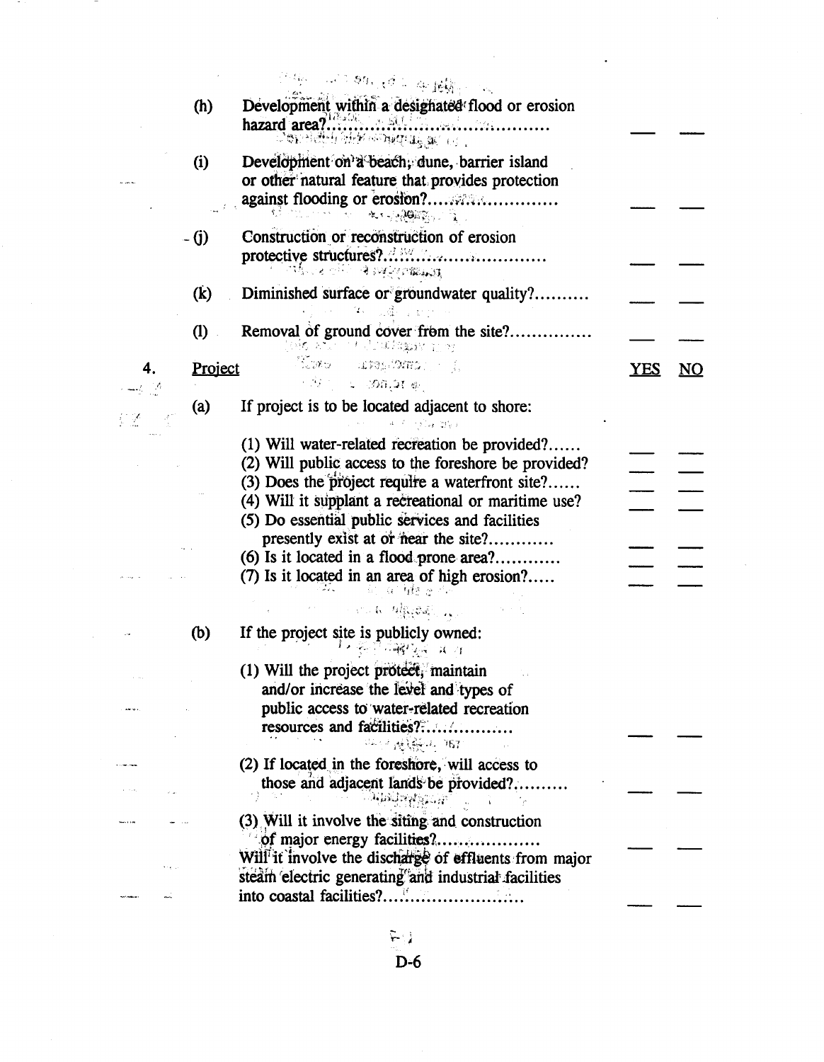(h) Development within a designated flood or erosion hazard area?........................................ ___ ___

(i) Development on a beach, dune, barrier island or other natural feature that provides protection against flooding or erosion?........................ ___ ___

(j) Construction or reconstruction of erosion protective structures?........................................ ___ ___

(k) Diminished surface or groundwater quality?.......... ___ ___

(l) Removal of ground cover from the site?............... ___ ___

4. Project — YES NO

(a) If project is to be located adjacent to shore:

(1) Will water-related recreation be provided?...... ___ ___
(2) Will public access to the foreshore be provided? ___ ___
(3) Does the project require a waterfront site?...... ___ ___
(4) Will it supplant a recreational or maritime use? ___ ___
(5) Do essential public services and facilities presently exist at or near the site?............ ___ ___
(6) Is it located in a flood prone area?............ ___ ___
(7) Is it located in an area of high erosion?..... ___ ___

(b) If the project site is publicly owned:

(1) Will the project protect, maintain and/or increase the level and types of public access to water-related recreation resources and facilities?................ ___ ___

(2) If located in the foreshore, will access to those and adjacent lands be provided?.......... ___ ___

(3) Will it involve the siting and construction of major energy facilities?.................. ___ ___
Will it involve the discharge of effluents from major steam electric generating and industrial facilities into coastal facilities?........................ ___ ___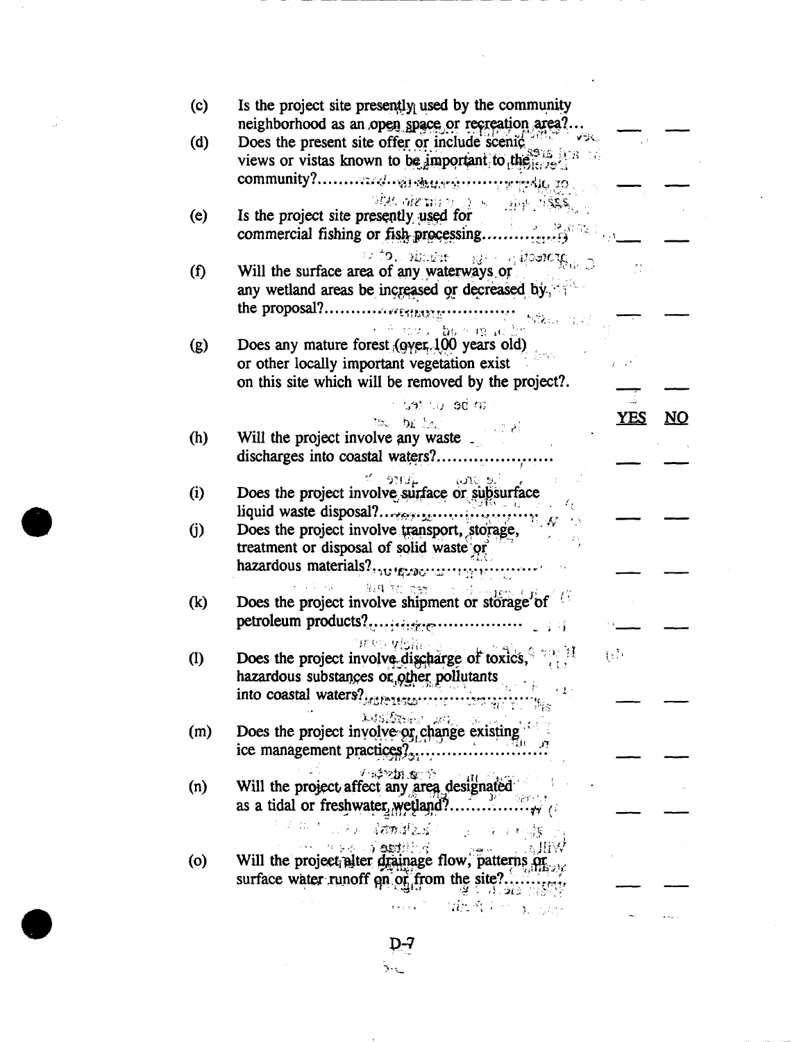| | | YES | NO |
|---|---|---|---|
| (c) | Is the project site presently used by the community neighborhood as an open space or recreation area?... | ___ | ___ |
| (d) | Does the present site offer or include scenic views or vistas known to be important to the community?.............................................. | ___ | ___ |
| (e) | Is the project site presently used for commercial fishing or fish processing................ | ___ | ___ |
| (f) | Will the surface area of any waterways or any wetland areas be increased or decreased by the proposal?........................................ | ___ | ___ |
| (g) | Does any mature forest (over 100 years old) or other locally important vegetation exist on this site which will be removed by the project?. | ___ | ___ |
| (h) | Will the project involve any waste discharges into coastal waters?...................... | ___ | ___ |
| (i) | Does the project involve surface or subsurface liquid waste disposal?...................................... | ___ | ___ |
| (j) | Does the project involve transport, storage, treatment or disposal of solid waste or hazardous materials?.......................................... | ___ | ___ |
| (k) | Does the project involve shipment or storage of petroleum products?.................................. | ___ | ___ |
| (l) | Does the project involve discharge of toxics, hazardous substances or other pollutants into coastal waters?...................................... | ___ | ___ |
| (m) | Does the project involve or change existing ice management practices?............................ | ___ | ___ |
| (n) | Will the project affect any area designated as a tidal or freshwater wetland?................... | ___ | ___ |
| (o) | Will the project alter drainage flow, patterns or surface water runoff on or from the site?............ | ___ | ___ |

D-7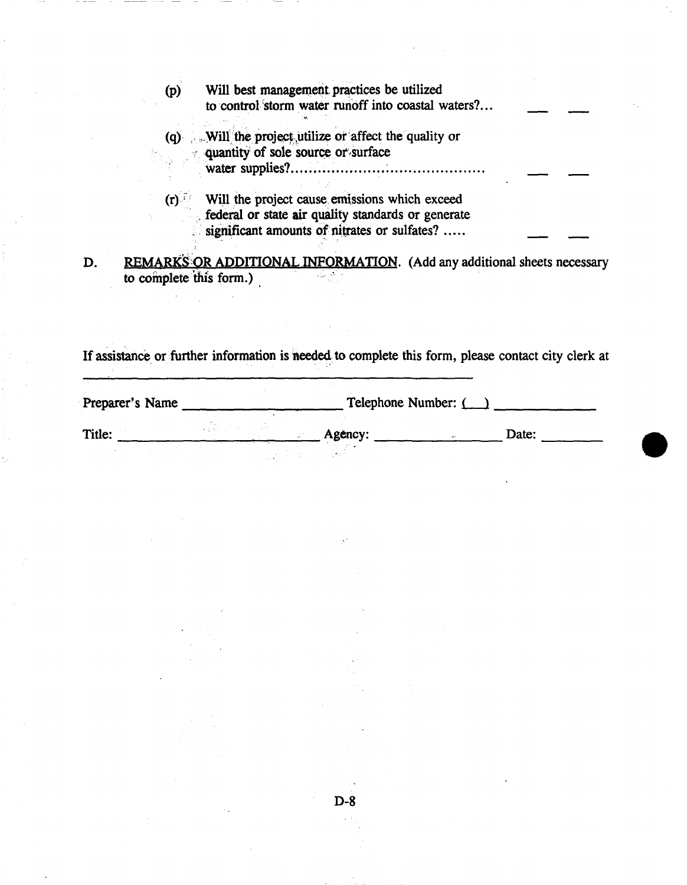(p) Will best management practices be utilized to control storm water runoff into coastal waters?... \_\_\_ \_\_\_

(q) Will the project utilize or affect the quality or quantity of sole source or surface water supplies?.......................................... \_\_\_ \_\_\_

(r) Will the project cause emissions which exceed federal or state air quality standards or generate significant amounts of nitrates or sulfates? ..... \_\_\_ \_\_\_

D. REMARKS OR ADDITIONAL INFORMATION. (Add any additional sheets necessary to complete this form.)

If assistance or further information is needed to complete this form, please contact city clerk at

\_\_\_\_\_\_\_\_\_\_\_\_\_\_\_\_\_\_\_\_\_\_\_\_\_\_\_\_\_\_\_\_\_\_\_\_\_\_\_\_\_\_\_\_\_\_\_\_

Preparer's Name \_\_\_\_\_\_\_\_\_\_\_\_\_\_\_\_\_\_\_\_ Telephone Number: (\_\_) \_\_\_\_\_\_\_\_\_\_\_\_

Title: \_\_\_\_\_\_\_\_\_\_\_\_\_\_\_\_\_\_\_\_\_\_\_\_\_\_ Agency: \_\_\_\_\_\_\_\_\_\_\_\_\_\_\_\_\_ Date: \_\_\_\_\_\_\_\_

D-8